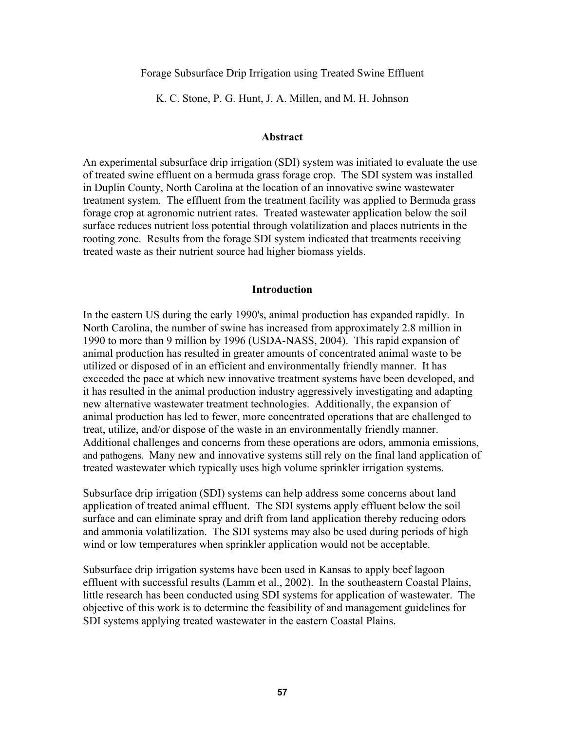# Forage Subsurface Drip Irrigation using Treated Swine Effluent

K. C. Stone, P. G. Hunt, J. A. Millen, and M. H. Johnson

## Abstract

An experimental subsurface drip irrigation (SDI) system was initiated to evaluate the use of treated swine effluent on a bermuda grass forage crop. The SDI system was installed in Duplin County, North Carolina at the location of an innovative swine wastewater treatment system. The effluent from the treatment facility was applied to Bermuda grass forage crop at agronomic nutrient rates. Treated wastewater application below the soil surface reduces nutrient loss potential through volatilization and places nutrients in the rooting zone. Results from the forage SDI system indicated that treatments receiving treated waste as their nutrient source had higher biomass yields.

## Introduction

In the eastern US during the early 1990's, animal production has expanded rapidly. In North Carolina, the number of swine has increased from approximately 2.8 million in 1990 to more than 9 million by 1996 (USDA-NASS, 2004). This rapid expansion of animal production has resulted in greater amounts of concentrated animal waste to be utilized or disposed of in an efficient and environmentally friendly manner. It has exceeded the pace at which new innovative treatment systems have been developed, and it has resulted in the animal production industry aggressively investigating and adapting new alternative wastewater treatment technologies. Additionally, the expansion of animal production has led to fewer, more concentrated operations that are challenged to treat, utilize, and/or dispose of the waste in an environmentally friendly manner. Additional challenges and concerns from these operations are odors, ammonia emissions, and pathogens. Many new and innovative systems still rely on the final land application of treated wastewater which typically uses high volume sprinkler irrigation systems.

Subsurface drip irrigation (SDI) systems can help address some concerns about land application of treated animal effluent. The SDI systems apply effluent below the soil surface and can eliminate spray and drift from land application thereby reducing odors and ammonia volatilization. The SDI systems may also be used during periods of high wind or low temperatures when sprinkler application would not be acceptable.

Subsurface drip irrigation systems have been used in Kansas to apply beef lagoon effluent with successful results (Lamm et al., 2002). In the southeastern Coastal Plains, little research has been conducted using SDI systems for application of wastewater. The objective of this work is to determine the feasibility of and management guidelines for SDI systems applying treated wastewater in the eastern Coastal Plains.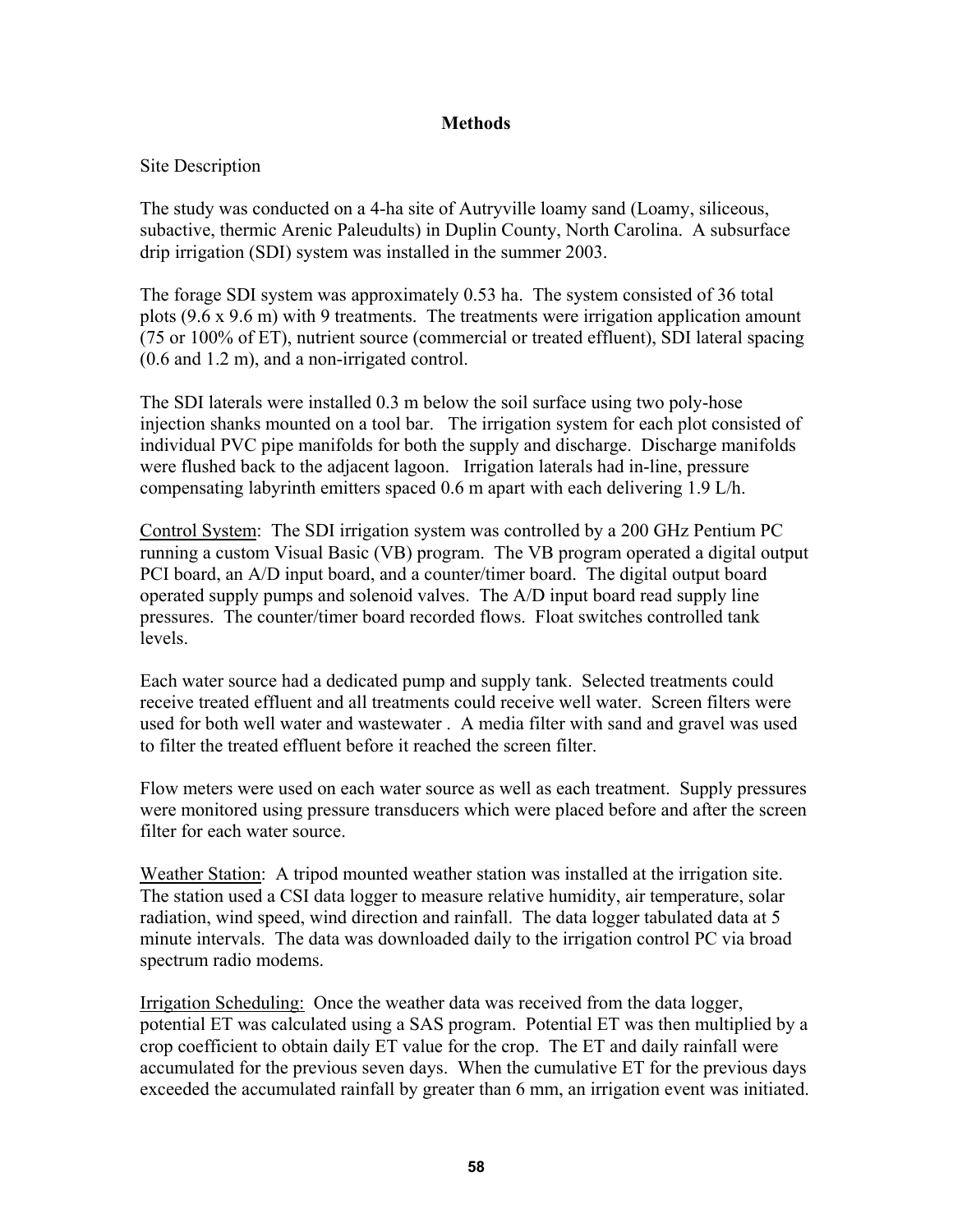## Methods

### Site Description

The study was conducted on a 4-ha site of Autryville loamy sand (Loamy, siliceous, subactive, thermic Arenic Paleudults) in Duplin County, North Carolina. A subsurface drip irrigation (SDI) system was installed in the summer 2003.

The forage SDI system was approximately 0.53 ha. The system consisted of 36 total plots (9.6 x 9.6 m) with 9 treatments. The treatments were irrigation application amount (75 or 100% of ET), nutrient source (commercial or treated effluent), SDI lateral spacing (0.6 and 1.2 m), and a non-irrigated control.

The SDI laterals were installed 0.3 m below the soil surface using two poly-hose injection shanks mounted on a tool bar. The irrigation system for each plot consisted of individual PVC pipe manifolds for both the supply and discharge. Discharge manifolds were flushed back to the adjacent lagoon. Irrigation laterals had in-line, pressure compensating labyrinth emitters spaced 0.6 m apart with each delivering 1.9 L/h.

<u>Control System</u>: The SDI irrigation system was controlled by a 200 GHz Pentium PC running a custom Visual Basic (VB) program. The VB program operated a digital output PCI board, an A/D input board, and a counter/timer board. The digital output board operated supply pumps and solenoid valves. The A/D input board read supply line pressures. The counter/timer board recorded flows. Float switches controlled tank levels.

Each water source had a dedicated pump and supply tank. Selected treatments could receive treated effluent and all treatments could receive well water. Screen filters were used for both well water and wastewater . A media filter with sand and gravel was used to filter the treated effluent before it reached the screen filter.

Flow meters were used on each water source as well as each treatment. Supply pressures were monitored using pressure transducers which were placed before and after the screen filter for each water source.

<u>Weather Station</u>: A tripod mounted weather station was installed at the irrigation site. The station used a CSI data logger to measure relative humidity, air temperature, solar radiation, wind speed, wind direction and rainfall. The data logger tabulated data at 5 minute intervals. The data was downloaded daily to the irrigation control PC via broad spectrum radio modems.

<u>Irrigation Scheduling:</u> Once the weather data was received from the data logger, potential ET was calculated using a SAS program. Potential ET was then multiplied by a crop coefficient to obtain daily ET value for the crop. The ET and daily rainfall were accumulated for the previous seven days. When the cumulative ET for the previous days exceeded the accumulated rainfall by greater than 6 mm, an irrigation event was initiated.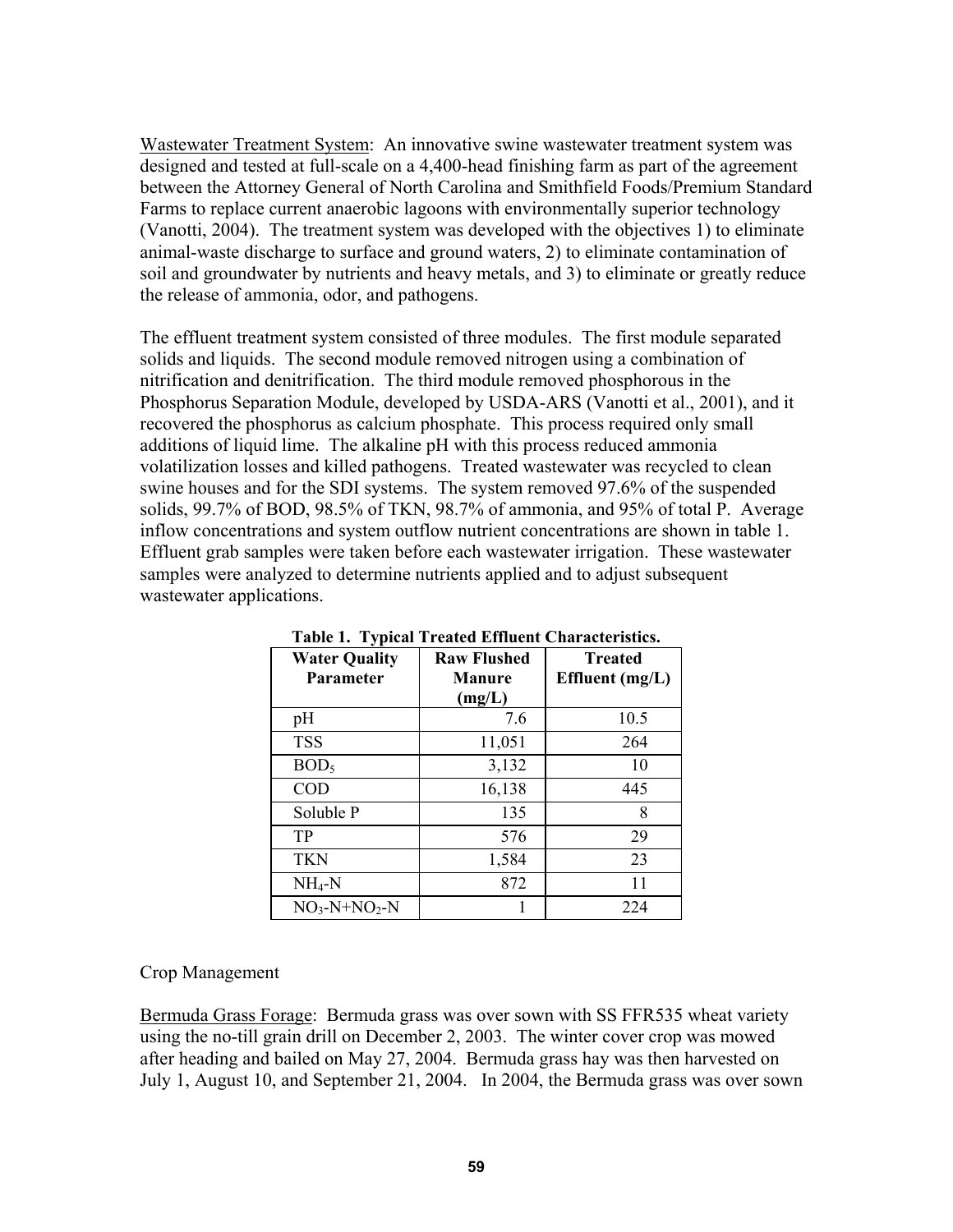Wastewater Treatment System: An innovative swine wastewater treatment system was designed and tested at full-scale on a 4,400-head finishing farm as part of the agreement between the Attorney General of North Carolina and Smithfield Foods/Premium Standard Farms to replace current anaerobic lagoons with environmentally superior technology (Vanotti, 2004). The treatment system was developed with the objectives 1) to eliminate animal-waste discharge to surface and ground waters, 2) to eliminate contamination of soil and groundwater by nutrients and heavy metals, and 3) to eliminate or greatly reduce the release of ammonia, odor, and pathogens.

The effluent treatment system consisted of three modules. The first module separated solids and liquids. The second module removed nitrogen using a combination of nitrification and denitrification. The third module removed phosphorous in the Phosphorus Separation Module, developed by USDA-ARS (Vanotti et al., 2001), and it recovered the phosphorus as calcium phosphate. This process required only small additions of liquid lime. The alkaline pH with this process reduced ammonia volatilization losses and killed pathogens. Treated wastewater was recycled to clean swine houses and for the SDI systems. The system removed 97.6% of the suspended solids, 99.7% of BOD, 98.5% of TKN, 98.7% of ammonia, and 95% of total P. Average inflow concentrations and system outflow nutrient concentrations are shown in table 1. Effluent grab samples were taken before each wastewater irrigation. These wastewater samples were analyzed to determine nutrients applied and to adjust subsequent wastewater applications.

**Table 1. Typical Treated Effluent Characteristics.**

| Water Quality Parameter | Raw Flushed Manure (mg/L) | Treated Effluent (mg/L) |
|---|---|---|
| pH | 7.6 | 10.5 |
| TSS | 11,051 | 264 |
| $BOD_5$ | 3,132 | 10 |
| COD | 16,138 | 445 |
| Soluble P | 135 | 8 |
| TP | 576 | 29 |
| TKN | 1,584 | 23 |
| $NH_4$-N | 872 | 11 |
| $NO_3$-N+$NO_2$-N | 1 | 224 |

Crop Management

Bermuda Grass Forage: Bermuda grass was over sown with SS FFR535 wheat variety using the no-till grain drill on December 2, 2003. The winter cover crop was mowed after heading and bailed on May 27, 2004. Bermuda grass hay was then harvested on July 1, August 10, and September 21, 2004. In 2004, the Bermuda grass was over sown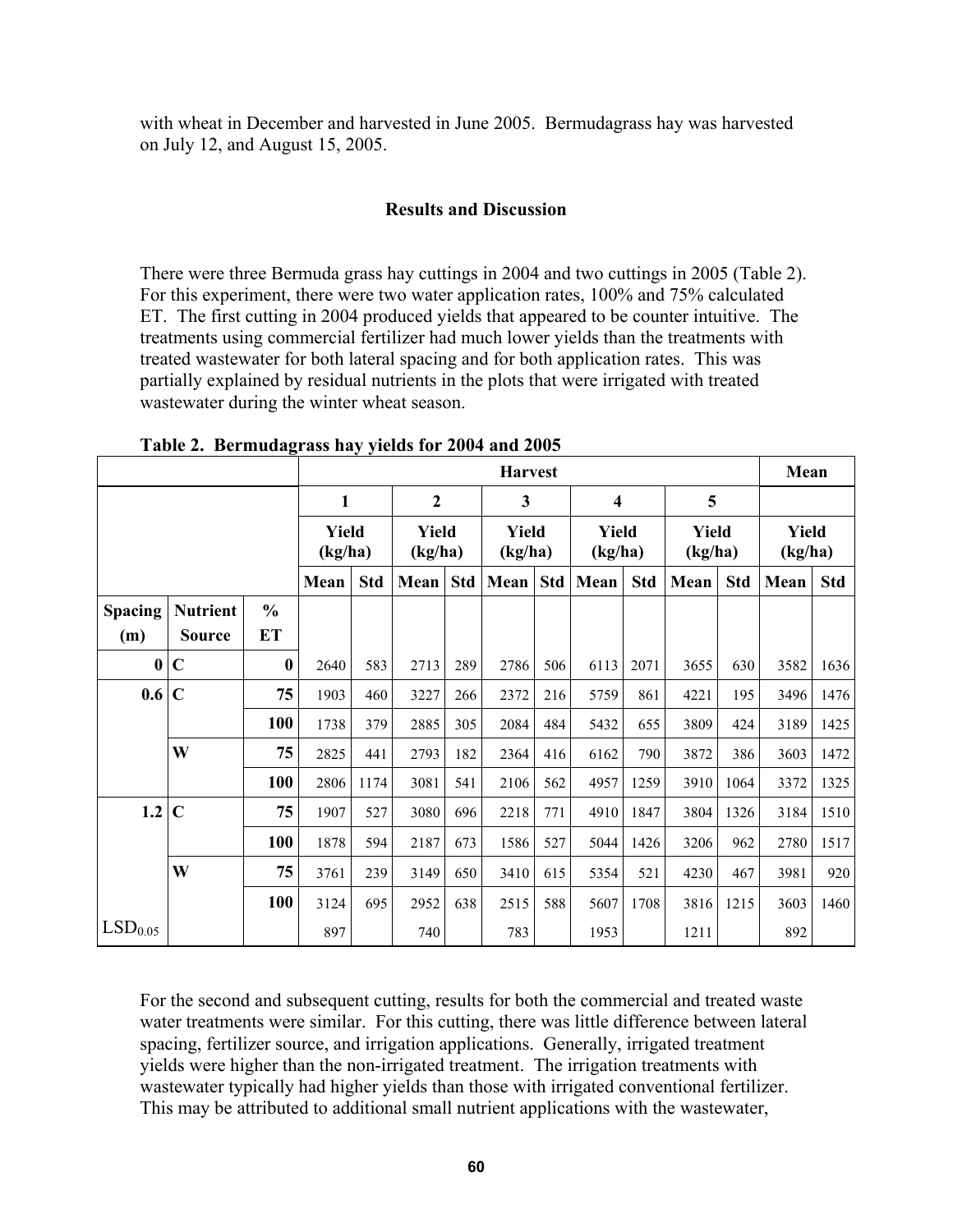with wheat in December and harvested in June 2005. Bermudagrass hay was harvested on July 12, and August 15, 2005.

## Results and Discussion

There were three Bermuda grass hay cuttings in 2004 and two cuttings in 2005 (Table 2). For this experiment, there were two water application rates, 100% and 75% calculated ET. The first cutting in 2004 produced yields that appeared to be counter intuitive. The treatments using commercial fertilizer had much lower yields than the treatments with treated wastewater for both lateral spacing and for both application rates. This was partially explained by residual nutrients in the plots that were irrigated with treated wastewater during the winter wheat season.

**Table 2. Bermudagrass hay yields for 2004 and 2005**

| | | | Harvest | | | | | | | | | | Mean | |
|---|---|---|---|---|---|---|---|---|---|---|---|---|---|---|
| | | | 1 | | 2 | | 3 | | 4 | | 5 | | | |
| | | | Yield (kg/ha) | | Yield (kg/ha) | | Yield (kg/ha) | | Yield (kg/ha) | | Yield (kg/ha) | | Yield (kg/ha) | |
| | | | Mean | Std | Mean | Std | Mean | Std | Mean | Std | Mean | Std | Mean | Std |
| **Spacing (m)** | **Nutrient Source** | **% ET** | | | | | | | | | | | | |
| **0** | **C** | **0** | 2640 | 583 | 2713 | 289 | 2786 | 506 | 6113 | 2071 | 3655 | 630 | 3582 | 1636 |
| **0.6** | **C** | **75** | 1903 | 460 | 3227 | 266 | 2372 | 216 | 5759 | 861 | 4221 | 195 | 3496 | 1476 |
| | | **100** | 1738 | 379 | 2885 | 305 | 2084 | 484 | 5432 | 655 | 3809 | 424 | 3189 | 1425 |
| | **W** | **75** | 2825 | 441 | 2793 | 182 | 2364 | 416 | 6162 | 790 | 3872 | 386 | 3603 | 1472 |
| | | **100** | 2806 | 1174 | 3081 | 541 | 2106 | 562 | 4957 | 1259 | 3910 | 1064 | 3372 | 1325 |
| **1.2** | **C** | **75** | 1907 | 527 | 3080 | 696 | 2218 | 771 | 4910 | 1847 | 3804 | 1326 | 3184 | 1510 |
| | | **100** | 1878 | 594 | 2187 | 673 | 1586 | 527 | 5044 | 1426 | 3206 | 962 | 2780 | 1517 |
| | **W** | **75** | 3761 | 239 | 3149 | 650 | 3410 | 615 | 5354 | 521 | 4230 | 467 | 3981 | 920 |
| | | **100** | 3124 | 695 | 2952 | 638 | 2515 | 588 | 5607 | 1708 | 3816 | 1215 | 3603 | 1460 |
| $LSD_{0.05}$ | | | 897 | | 740 | | 783 | | 1953 | | 1211 | | 892 | |

For the second and subsequent cutting, results for both the commercial and treated waste water treatments were similar. For this cutting, there was little difference between lateral spacing, fertilizer source, and irrigation applications. Generally, irrigated treatment yields were higher than the non-irrigated treatment. The irrigation treatments with wastewater typically had higher yields than those with irrigated conventional fertilizer. This may be attributed to additional small nutrient applications with the wastewater,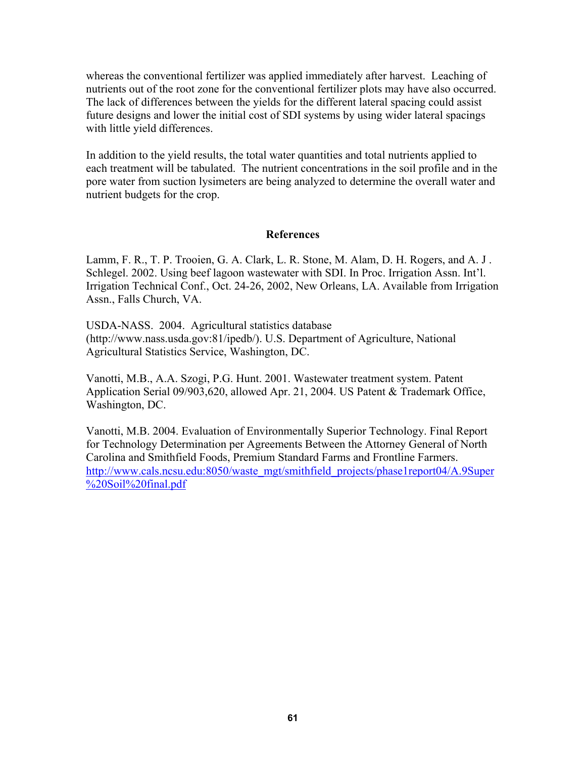whereas the conventional fertilizer was applied immediately after harvest. Leaching of nutrients out of the root zone for the conventional fertilizer plots may have also occurred. The lack of differences between the yields for the different lateral spacing could assist future designs and lower the initial cost of SDI systems by using wider lateral spacings with little yield differences.

In addition to the yield results, the total water quantities and total nutrients applied to each treatment will be tabulated. The nutrient concentrations in the soil profile and in the pore water from suction lysimeters are being analyzed to determine the overall water and nutrient budgets for the crop.

## References

Lamm, F. R., T. P. Trooien, G. A. Clark, L. R. Stone, M. Alam, D. H. Rogers, and A. J . Schlegel. 2002. Using beef lagoon wastewater with SDI. In Proc. Irrigation Assn. Int'l. Irrigation Technical Conf., Oct. 24-26, 2002, New Orleans, LA. Available from Irrigation Assn., Falls Church, VA.

USDA-NASS. 2004. Agricultural statistics database (http://www.nass.usda.gov:81/ipedb/). U.S. Department of Agriculture, National Agricultural Statistics Service, Washington, DC.

Vanotti, M.B., A.A. Szogi, P.G. Hunt. 2001. Wastewater treatment system. Patent Application Serial 09/903,620, allowed Apr. 21, 2004. US Patent & Trademark Office, Washington, DC.

Vanotti, M.B. 2004. Evaluation of Environmentally Superior Technology. Final Report for Technology Determination per Agreements Between the Attorney General of North Carolina and Smithfield Foods, Premium Standard Farms and Frontline Farmers. http://www.cals.ncsu.edu:8050/waste_mgt/smithfield_projects/phase1report04/A.9Super%20Soil%20final.pdf